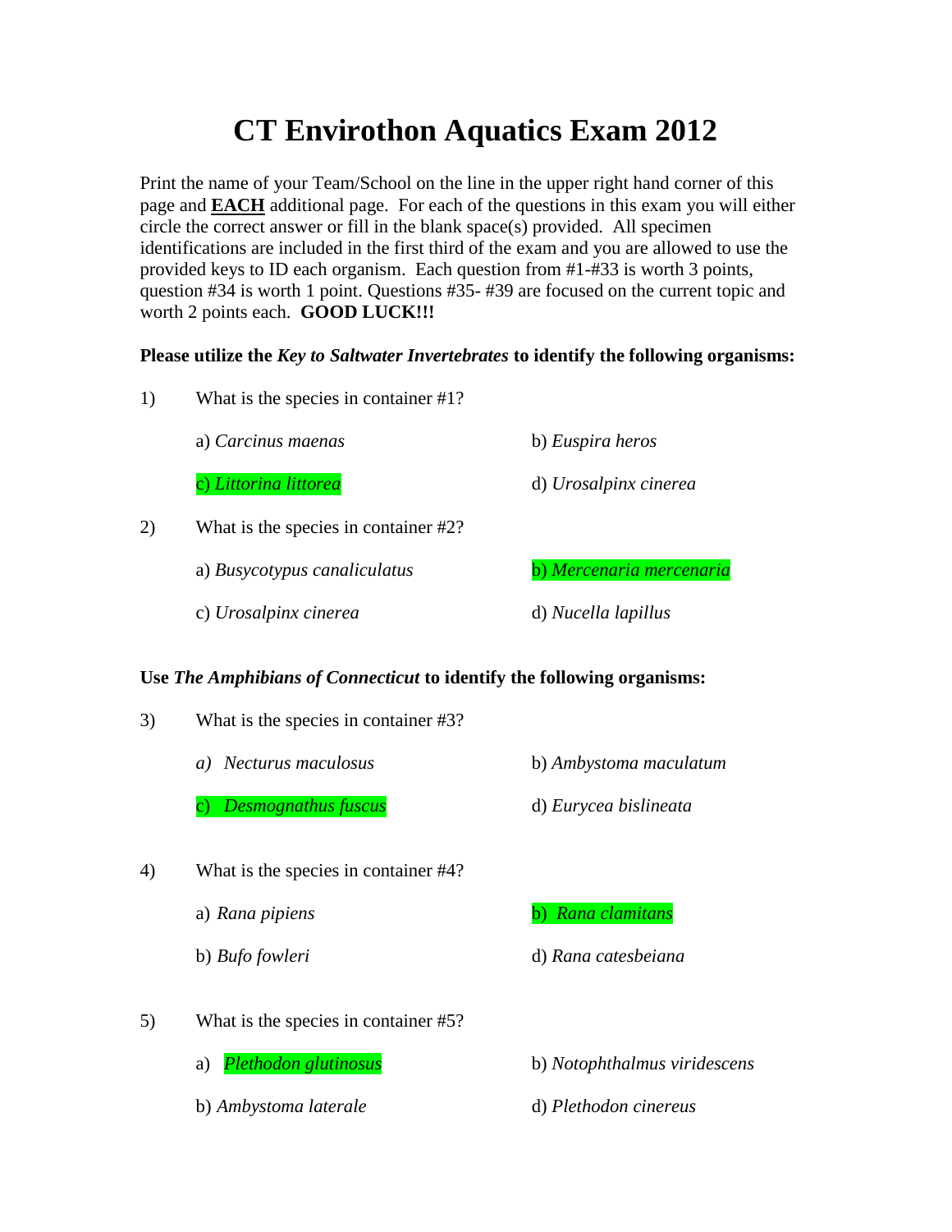# CT Envirothon Aquatics Exam 2012

Print the name of your Team/School on the line in the upper right hand corner of this page and **EACH** additional page. For each of the questions in this exam you will either circle the correct answer or fill in the blank space(s) provided. All specimen identifications are included in the first third of the exam and you are allowed to use the provided keys to ID each organism. Each question from #1-#33 is worth 3 points, question #34 is worth 1 point. Questions #35- #39 are focused on the current topic and worth 2 points each. **GOOD LUCK!!!**

**Please utilize the *Key to Saltwater Invertebrates* to identify the following organisms:**

1) What is the species in container #1?

a) *Carcinus maenas*  
b) *Euspira heros*  
c) *Littorina littorea*  
d) *Urosalpinx cinerea*

2) What is the species in container #2?

a) *Busycotypus canaliculatus*  
b) *Mercenaria mercenaria*  
c) *Urosalpinx cinerea*  
d) *Nucella lapillus*

**Use *The Amphibians of Connecticut* to identify the following organisms:**

3) What is the species in container #3?

a) *Necturus maculosus*  
b) *Ambystoma maculatum*  
c) *Desmognathus fuscus*  
d) *Eurycea bislineata*

4) What is the species in container #4?

a) *Rana pipiens*  
b) *Rana clamitans*  
b) *Bufo fowleri*  
d) *Rana catesbeiana*

5) What is the species in container #5?

a) *Plethodon glutinosus*  
b) *Notophthalmus viridescens*  
b) *Ambystoma laterale*  
d) *Plethodon cinereus*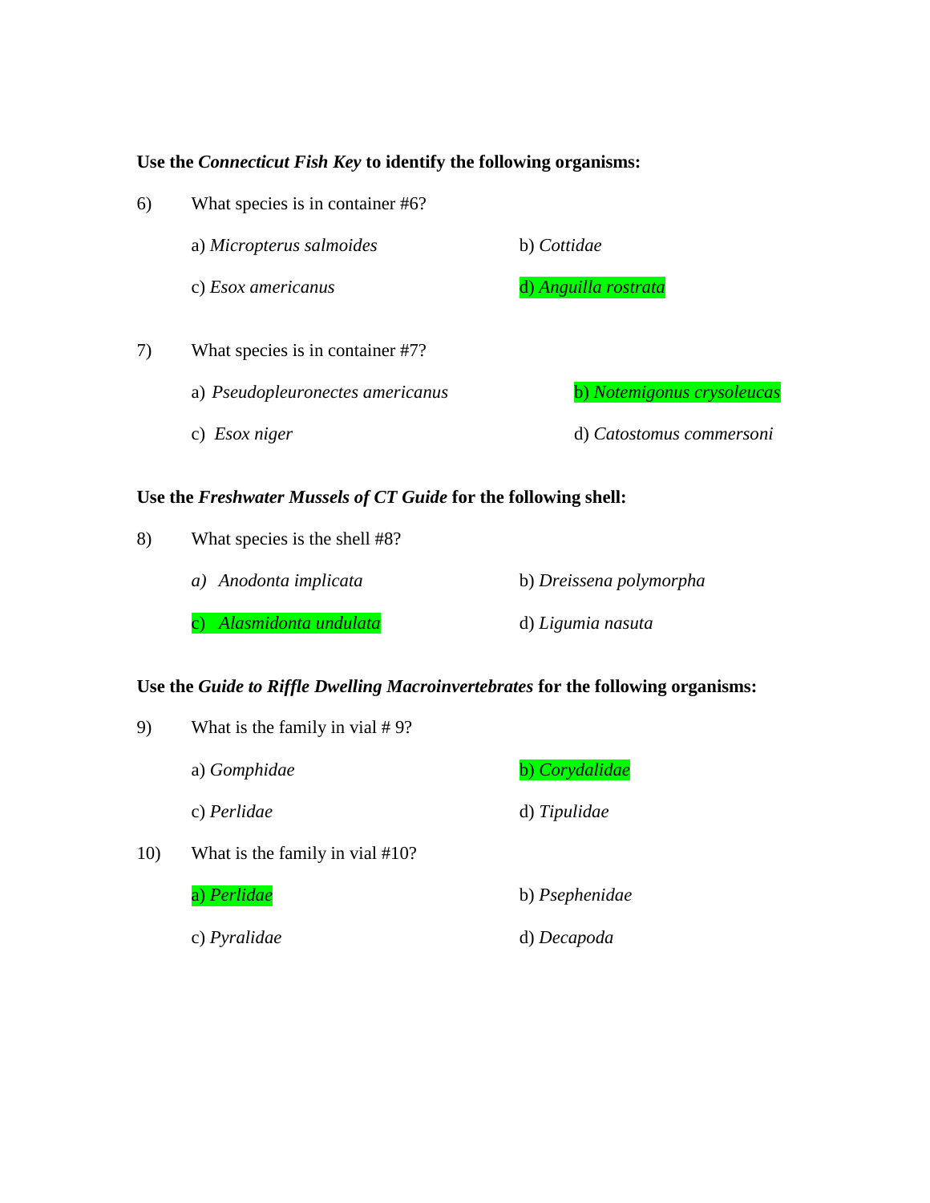**Use the *Connecticut Fish Key* to identify the following organisms:**

6) What species is in container #6?

- a) *Micropterus salmoides*
- b) *Cottidae*
- c) *Esox americanus*
- d) *Anguilla rostrata*

7) What species is in container #7?

- a) *Pseudopleuronectes americanus*
- b) *Notemigonus crysoleucas*
- c) *Esox niger*
- d) *Catostomus commersoni*

**Use the *Freshwater Mussels of CT Guide* for the following shell:**

8) What species is the shell #8?

- *a)* *Anodonta implicata*
- b) *Dreissena polymorpha*
- c) *Alasmidonta undulata*
- d) *Ligumia nasuta*

**Use the *Guide to Riffle Dwelling Macroinvertebrates* for the following organisms:**

9) What is the family in vial # 9?

- a) *Gomphidae*
- b) *Corydalidae*
- c) *Perlidae*
- d) *Tipulidae*

10) What is the family in vial #10?

- a) *Perlidae*
- b) *Psephenidae*
- c) *Pyralidae*
- d) *Decapoda*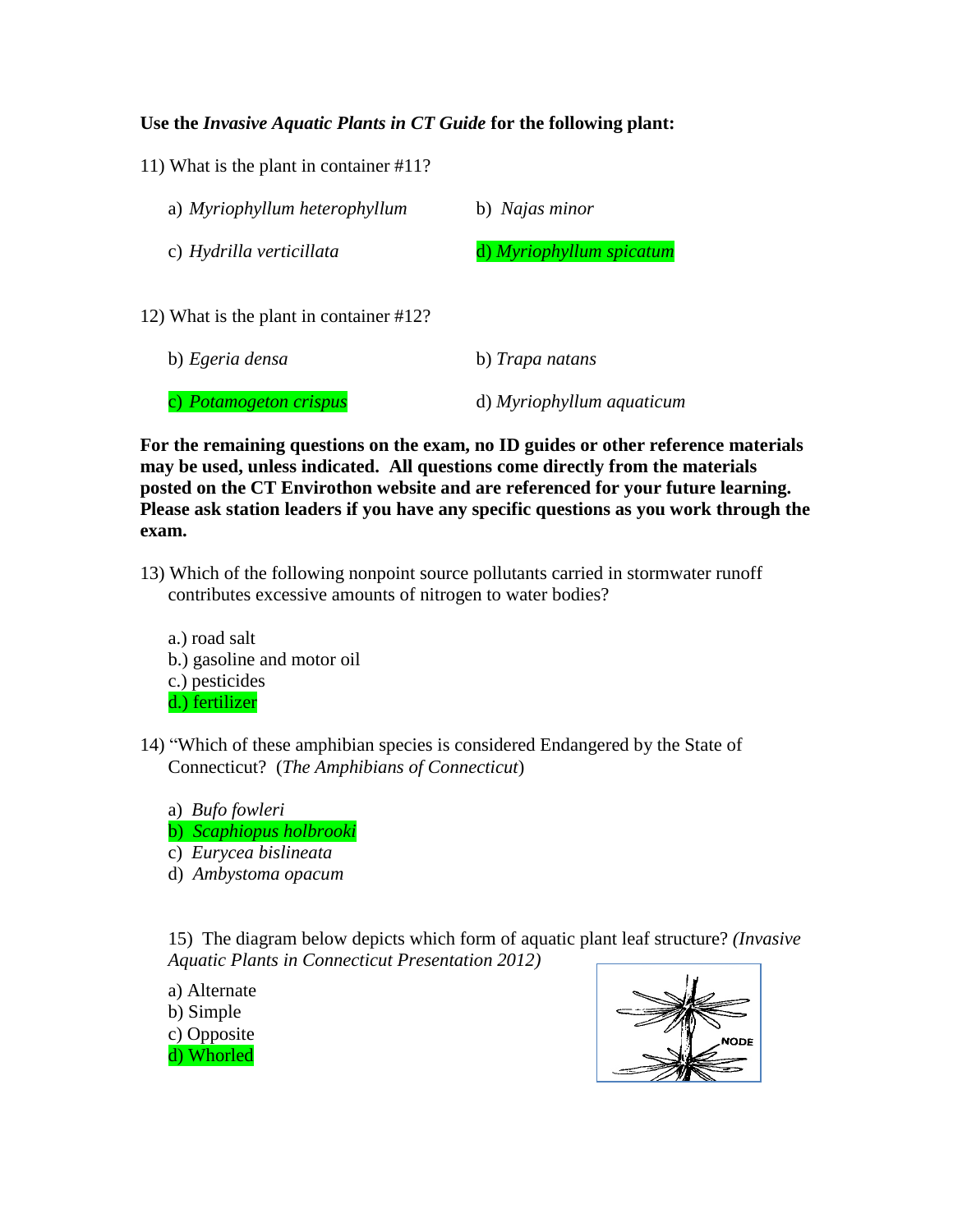**Use the *Invasive Aquatic Plants in CT Guide* for the following plant:**

11) What is the plant in container #11?

a) *Myriophyllum heterophyllum* b) *Najas minor*

c) *Hydrilla verticillata* d) *Myriophyllum spicatum*

12) What is the plant in container #12?

b) *Egeria densa* b) *Trapa natans*

c) *Potamogeton crispus* d) *Myriophyllum aquaticum*

**For the remaining questions on the exam, no ID guides or other reference materials may be used, unless indicated. All questions come directly from the materials posted on the CT Envirothon website and are referenced for your future learning. Please ask station leaders if you have any specific questions as you work through the exam.**

13) Which of the following nonpoint source pollutants carried in stormwater runoff contributes excessive amounts of nitrogen to water bodies?

a.) road salt
b.) gasoline and motor oil
c.) pesticides
d.) fertilizer

14) "Which of these amphibian species is considered Endangered by the State of Connecticut? (*The Amphibians of Connecticut*)

a) *Bufo fowleri*
b) *Scaphiopus holbrooki*
c) *Eurycea bislineata*
d) *Ambystoma opacum*

15) The diagram below depicts which form of aquatic plant leaf structure? *(Invasive Aquatic Plants in Connecticut Presentation 2012)*

a) Alternate
b) Simple
c) Opposite
d) Whorled

NODE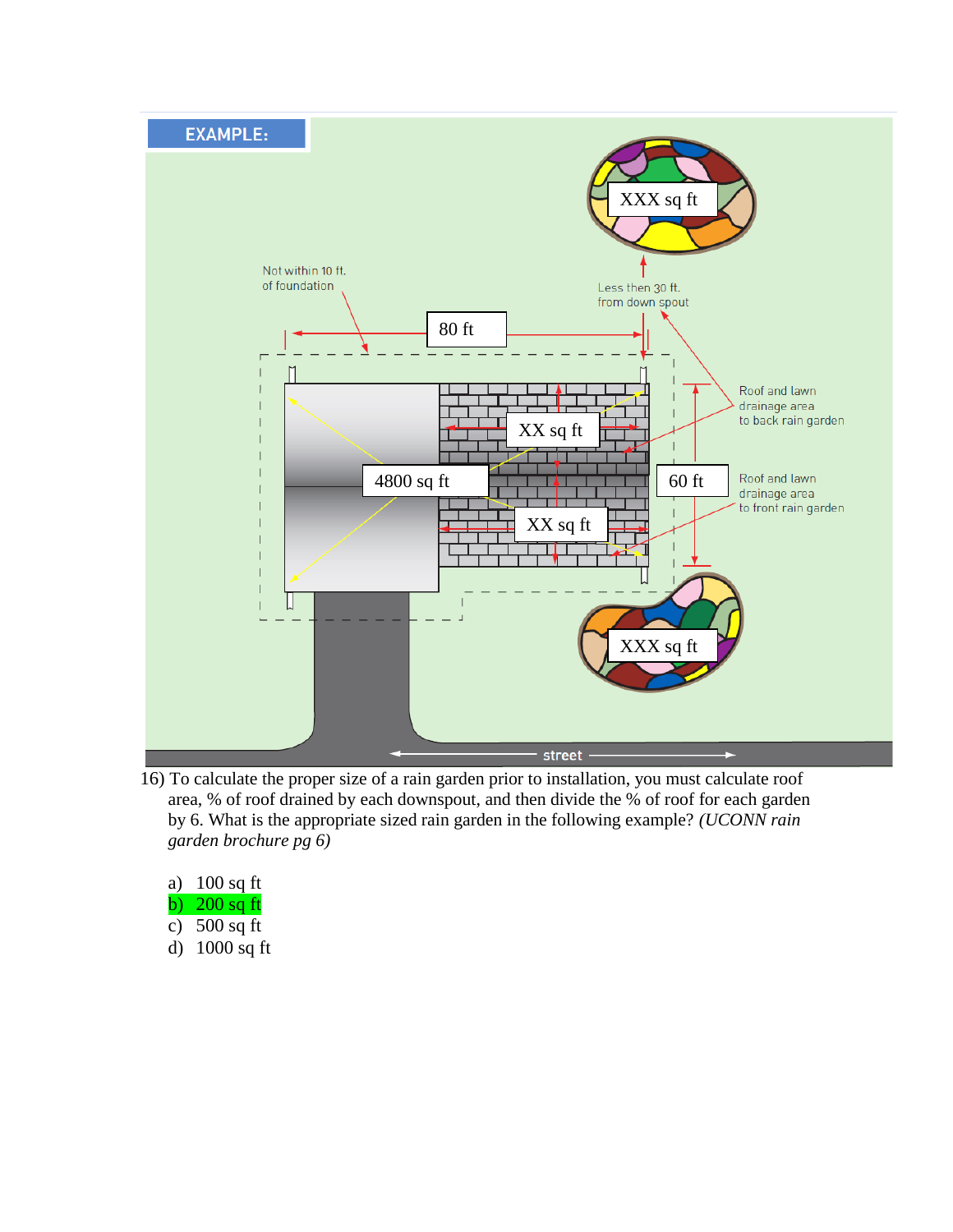**EXAMPLE:**

Not within 10 ft. of foundation

Less then 30 ft. from down spout

Roof and lawn drainage area to back rain garden

Roof and lawn drainage area to front rain garden

XXX sq ft

80 ft

XX sq ft

4800 sq ft

60 ft

XX sq ft

XXX sq ft

street

16) To calculate the proper size of a rain garden prior to installation, you must calculate roof area, % of roof drained by each downspout, and then divide the % of roof for each garden by 6. What is the appropriate sized rain garden in the following example? *(UCONN rain garden brochure pg 6)*

a) 100 sq ft
b) 200 sq ft
c) 500 sq ft
d) 1000 sq ft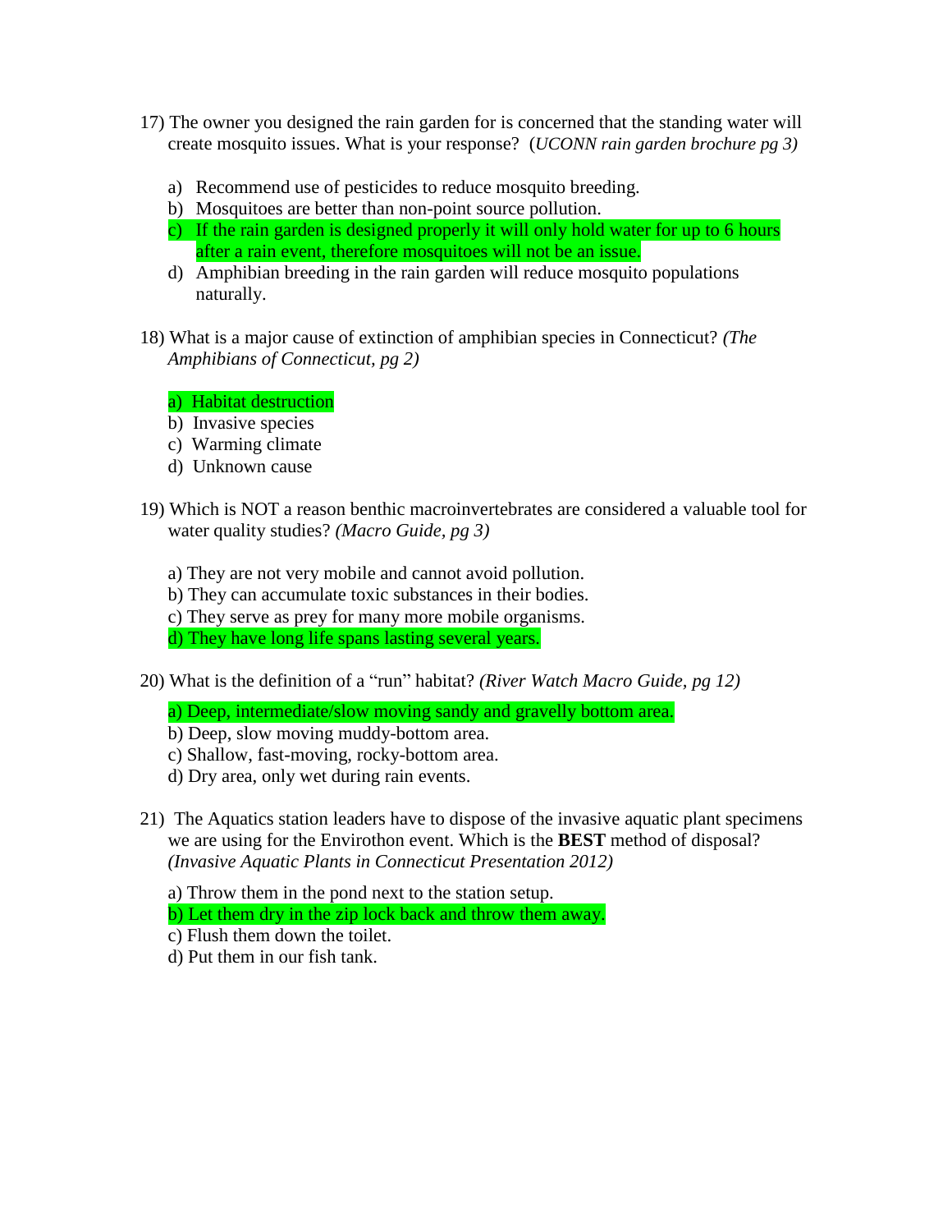17) The owner you designed the rain garden for is concerned that the standing water will create mosquito issues. What is your response? (*UCONN rain garden brochure pg 3)*

a) Recommend use of pesticides to reduce mosquito breeding.
b) Mosquitoes are better than non-point source pollution.
c) If the rain garden is designed properly it will only hold water for up to 6 hours after a rain event, therefore mosquitoes will not be an issue.
d) Amphibian breeding in the rain garden will reduce mosquito populations naturally.

18) What is a major cause of extinction of amphibian species in Connecticut? *(The Amphibians of Connecticut, pg 2)*

a) Habitat destruction
b) Invasive species
c) Warming climate
d) Unknown cause

19) Which is NOT a reason benthic macroinvertebrates are considered a valuable tool for water quality studies? *(Macro Guide, pg 3)*

a) They are not very mobile and cannot avoid pollution.
b) They can accumulate toxic substances in their bodies.
c) They serve as prey for many more mobile organisms.
d) They have long life spans lasting several years.

20) What is the definition of a "run" habitat? *(River Watch Macro Guide, pg 12)*

a) Deep, intermediate/slow moving sandy and gravelly bottom area.
b) Deep, slow moving muddy-bottom area.
c) Shallow, fast-moving, rocky-bottom area.
d) Dry area, only wet during rain events.

21) The Aquatics station leaders have to dispose of the invasive aquatic plant specimens we are using for the Envirothon event. Which is the **BEST** method of disposal? *(Invasive Aquatic Plants in Connecticut Presentation 2012)*

a) Throw them in the pond next to the station setup.
b) Let them dry in the zip lock back and throw them away.
c) Flush them down the toilet.
d) Put them in our fish tank.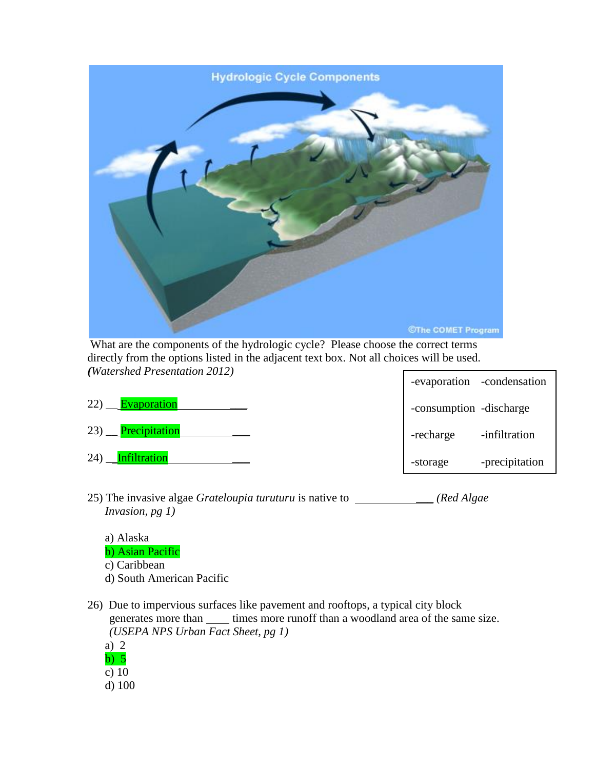What are the components of the hydrologic cycle? Please choose the correct terms directly from the options listed in the adjacent text box. Not all choices will be used. *(Watershed Presentation 2012)*

| | |
|---|---|
| -evaporation | -condensation |
| -consumption | -discharge |
| -recharge | -infiltration |
| -storage | -precipitation |

22) __Evaporation___

23) __Precipitation___

24) _Infiltration___

25) The invasive algae *Grateloupia turuturu* is native to ______________ *(Red Algae Invasion, pg 1)*

a) Alaska
b) Asian Pacific
c) Caribbean
d) South American Pacific

26) Due to impervious surfaces like pavement and rooftops, a typical city block generates more than ____ times more runoff than a woodland area of the same size. *(USEPA NPS Urban Fact Sheet, pg 1)*

a) 2
b) 5
c) 10
d) 100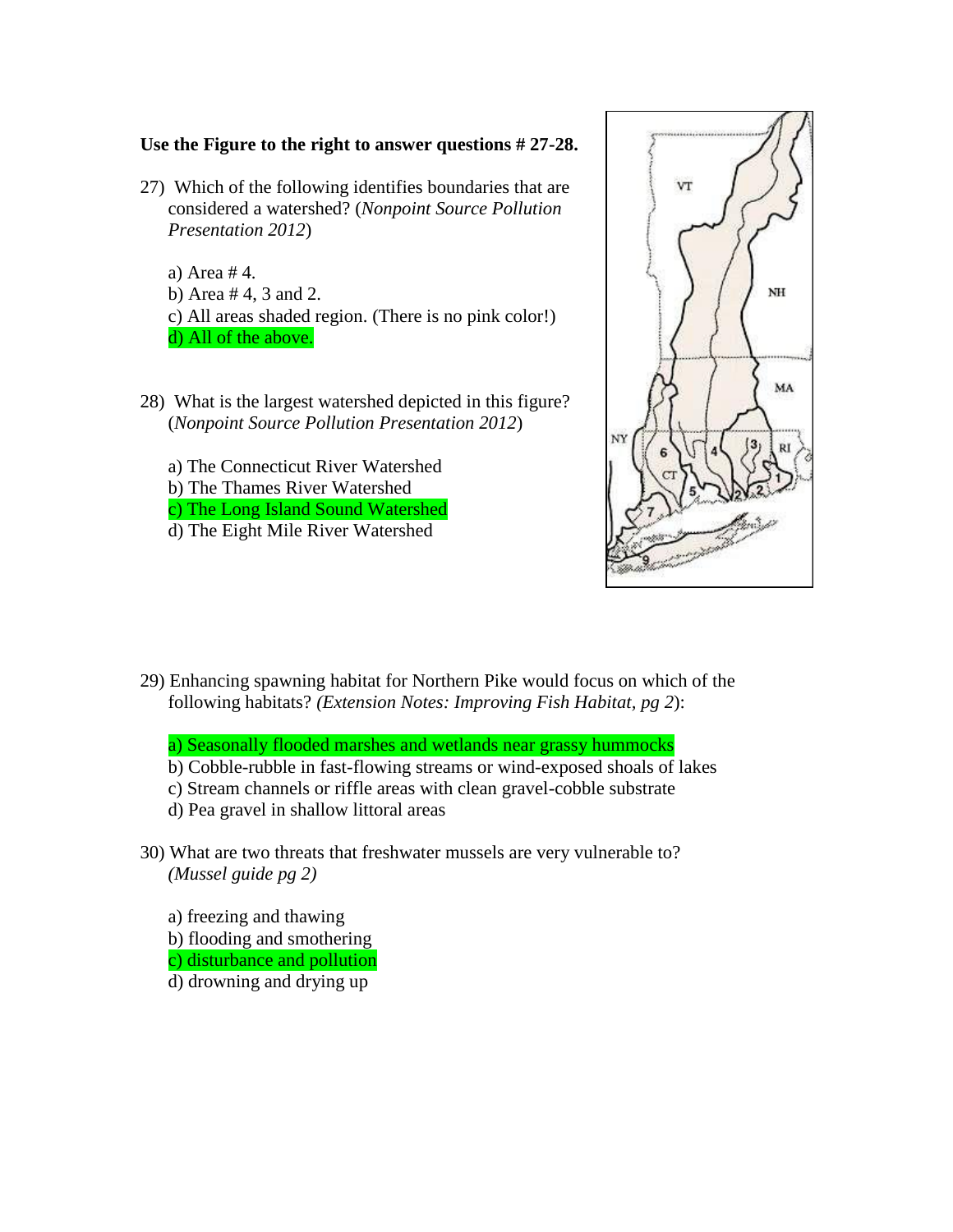**Use the Figure to the right to answer questions # 27-28.**

27) Which of the following identifies boundaries that are considered a watershed? (*Nonpoint Source Pollution Presentation 2012*)

a) Area # 4.
b) Area # 4, 3 and 2.
c) All areas shaded region. (There is no pink color!)
d) All of the above.

28) What is the largest watershed depicted in this figure? (*Nonpoint Source Pollution Presentation 2012*)

a) The Connecticut River Watershed
b) The Thames River Watershed
c) The Long Island Sound Watershed
d) The Eight Mile River Watershed

29) Enhancing spawning habitat for Northern Pike would focus on which of the following habitats? *(Extension Notes: Improving Fish Habitat, pg 2)*:

a) Seasonally flooded marshes and wetlands near grassy hummocks
b) Cobble-rubble in fast-flowing streams or wind-exposed shoals of lakes
c) Stream channels or riffle areas with clean gravel-cobble substrate
d) Pea gravel in shallow littoral areas

30) What are two threats that freshwater mussels are very vulnerable to? *(Mussel guide pg 2)*

a) freezing and thawing
b) flooding and smothering
c) disturbance and pollution
d) drowning and drying up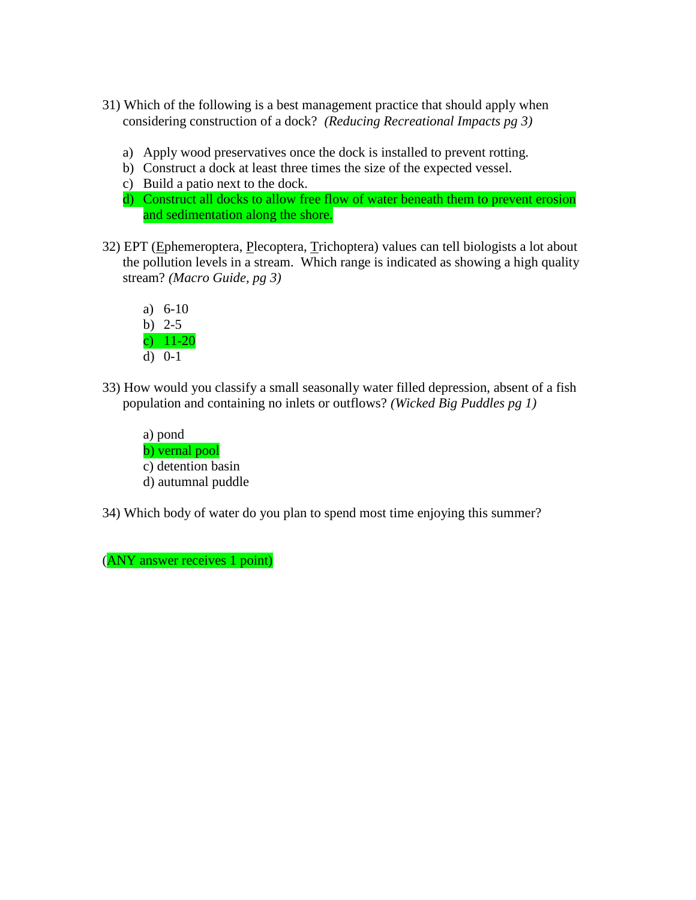31) Which of the following is a best management practice that should apply when considering construction of a dock? *(Reducing Recreational Impacts pg 3)*

   a) Apply wood preservatives once the dock is installed to prevent rotting.
   b) Construct a dock at least three times the size of the expected vessel.
   c) Build a patio next to the dock.
   d) Construct all docks to allow free flow of water beneath them to prevent erosion and sedimentation along the shore.

32) EPT (Ephemeroptera, Plecoptera, Trichoptera) values can tell biologists a lot about the pollution levels in a stream. Which range is indicated as showing a high quality stream? *(Macro Guide, pg 3)*

   a) 6-10
   b) 2-5
   c) 11-20
   d) 0-1

33) How would you classify a small seasonally water filled depression, absent of a fish population and containing no inlets or outflows? *(Wicked Big Puddles pg 1)*

   a) pond
   b) vernal pool
   c) detention basin
   d) autumnal puddle

34) Which body of water do you plan to spend most time enjoying this summer?

(ANY answer receives 1 point)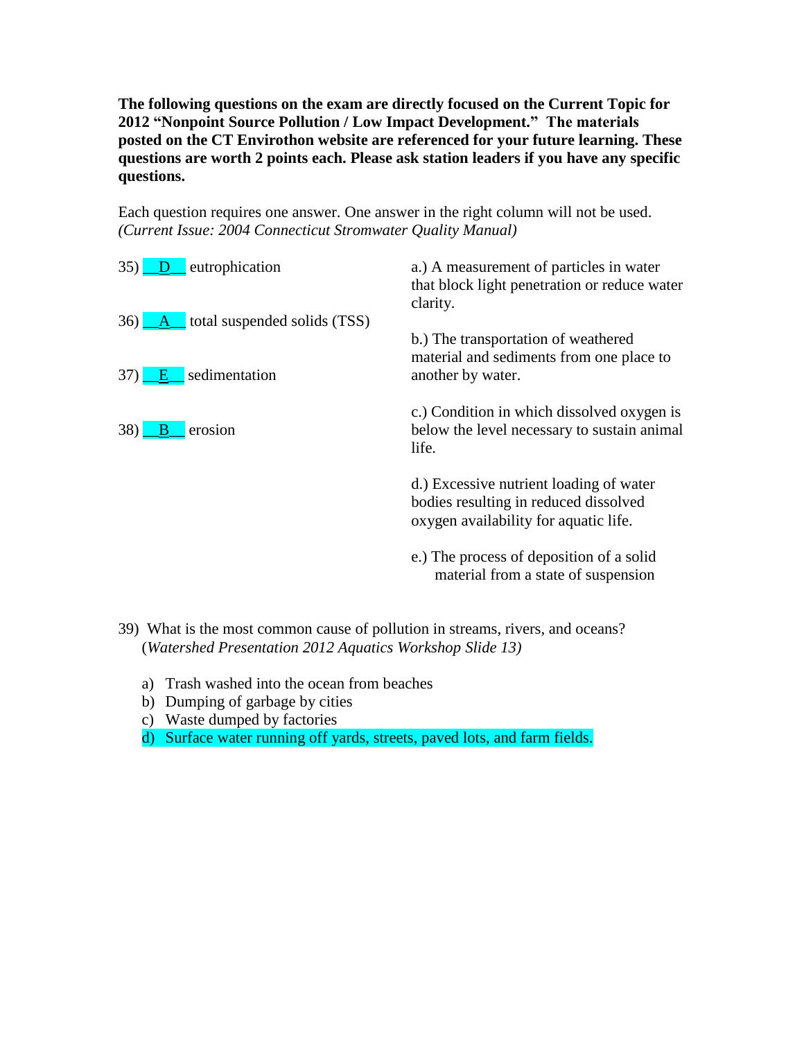**The following questions on the exam are directly focused on the Current Topic for 2012 "Nonpoint Source Pollution / Low Impact Development." The materials posted on the CT Envirothon website are referenced for your future learning. These questions are worth 2 points each. Please ask station leaders if you have any specific questions.**

Each question requires one answer. One answer in the right column will not be used. *(Current Issue: 2004 Connecticut Stromwater Quality Manual)*

35) __D__ eutrophication

36) __A__ total suspended solids (TSS)

37) __E__ sedimentation

38) __B__ erosion

a.) A measurement of particles in water that block light penetration or reduce water clarity.

b.) The transportation of weathered material and sediments from one place to another by water.

c.) Condition in which dissolved oxygen is below the level necessary to sustain animal life.

d.) Excessive nutrient loading of water bodies resulting in reduced dissolved oxygen availability for aquatic life.

e.) The process of deposition of a solid material from a state of suspension

39) What is the most common cause of pollution in streams, rivers, and oceans? (*Watershed Presentation 2012 Aquatics Workshop Slide 13)*

a) Trash washed into the ocean from beaches
b) Dumping of garbage by cities
c) Waste dumped by factories
d) Surface water running off yards, streets, paved lots, and farm fields.